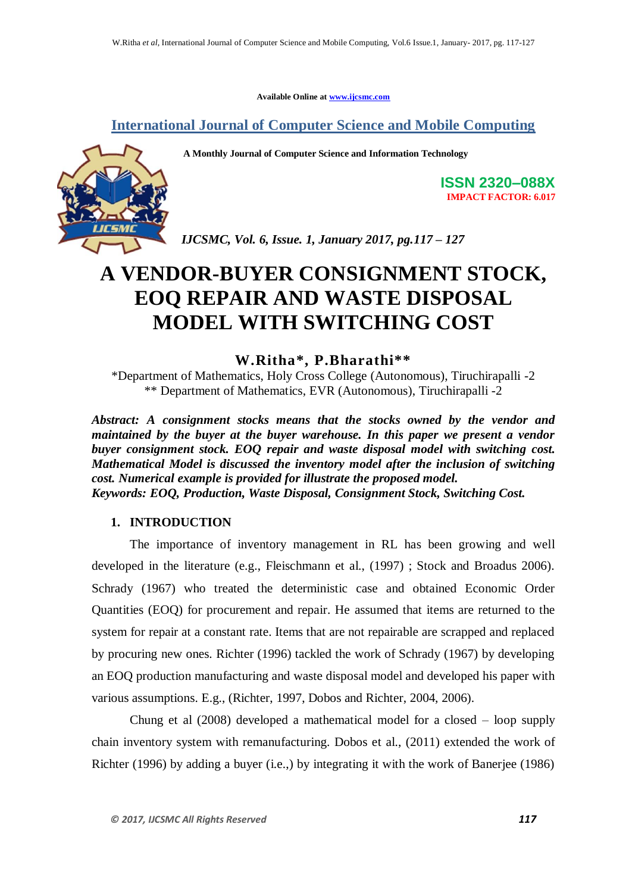Available Online at www.ijcsmc.com

## International Journal of Computer Science and Mobile Computing

A Monthly Journal of Computer Science and Information Technology

ISSN 2320–088X
IMPACT FACTOR: 6.017

*IJCSMC, Vol. 6, Issue. 1, January 2017, pg.117 – 127*

# A VENDOR-BUYER CONSIGNMENT STOCK, EOQ REPAIR AND WASTE DISPOSAL MODEL WITH SWITCHING COST

**W.Ritha\*, P.Bharathi\*\***

\*Department of Mathematics, Holy Cross College (Autonomous), Tiruchirapalli -2
\*\* Department of Mathematics, EVR (Autonomous), Tiruchirapalli -2

***Abstract:** A consignment stocks means that the stocks owned by the vendor and maintained by the buyer at the buyer warehouse. In this paper we present a vendor buyer consignment stock. EOQ repair and waste disposal model with switching cost. Mathematical Model is discussed the inventory model after the inclusion of switching cost. Numerical example is provided for illustrate the proposed model.*

***Keywords:** EOQ, Production, Waste Disposal, Consignment Stock, Switching Cost.*

## 1. INTRODUCTION

The importance of inventory management in RL has been growing and well developed in the literature (e.g., Fleischmann et al., (1997) ; Stock and Broadus 2006). Schrady (1967) who treated the deterministic case and obtained Economic Order Quantities (EOQ) for procurement and repair. He assumed that items are returned to the system for repair at a constant rate. Items that are not repairable are scrapped and replaced by procuring new ones. Richter (1996) tackled the work of Schrady (1967) by developing an EOQ production manufacturing and waste disposal model and developed his paper with various assumptions. E.g., (Richter, 1997, Dobos and Richter, 2004, 2006).

Chung et al (2008) developed a mathematical model for a closed – loop supply chain inventory system with remanufacturing. Dobos et al., (2011) extended the work of Richter (1996) by adding a buyer (i.e.,) by integrating it with the work of Banerjee (1986)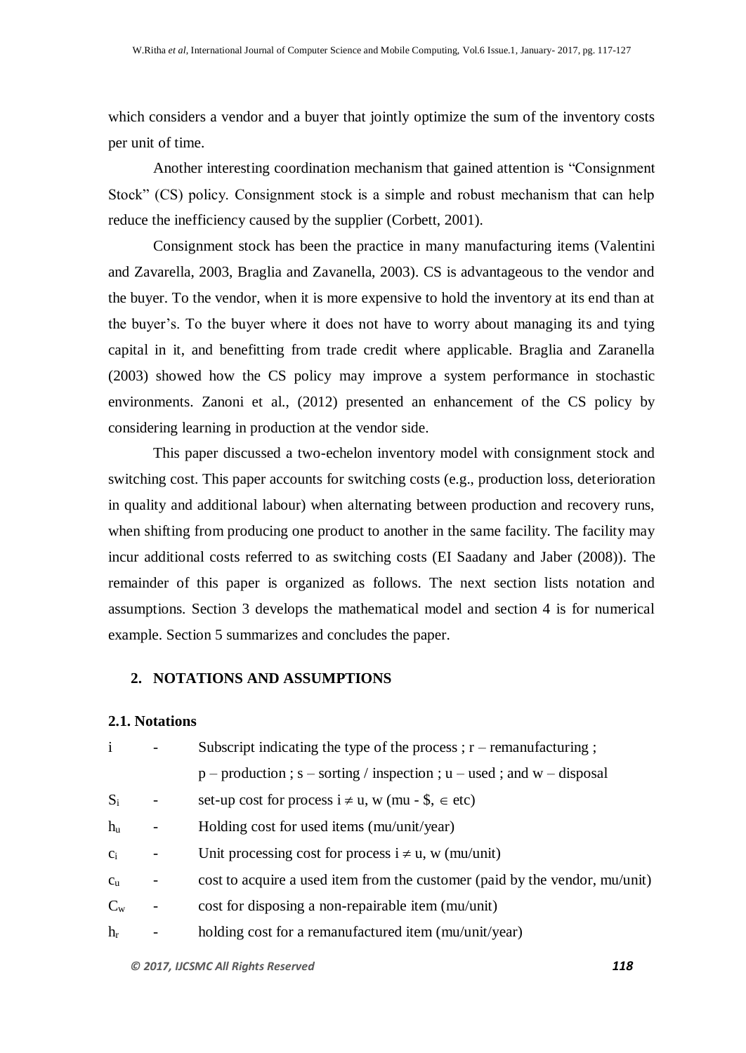which considers a vendor and a buyer that jointly optimize the sum of the inventory costs per unit of time.

Another interesting coordination mechanism that gained attention is "Consignment Stock" (CS) policy. Consignment stock is a simple and robust mechanism that can help reduce the inefficiency caused by the supplier (Corbett, 2001).

Consignment stock has been the practice in many manufacturing items (Valentini and Zavarella, 2003, Braglia and Zavanella, 2003). CS is advantageous to the vendor and the buyer. To the vendor, when it is more expensive to hold the inventory at its end than at the buyer's. To the buyer where it does not have to worry about managing its and tying capital in it, and benefitting from trade credit where applicable. Braglia and Zaranella (2003) showed how the CS policy may improve a system performance in stochastic environments. Zanoni et al., (2012) presented an enhancement of the CS policy by considering learning in production at the vendor side.

This paper discussed a two-echelon inventory model with consignment stock and switching cost. This paper accounts for switching costs (e.g., production loss, deterioration in quality and additional labour) when alternating between production and recovery runs, when shifting from producing one product to another in the same facility. The facility may incur additional costs referred to as switching costs (EI Saadany and Jaber (2008)). The remainder of this paper is organized as follows. The next section lists notation and assumptions. Section 3 develops the mathematical model and section 4 is for numerical example. Section 5 summarizes and concludes the paper.

## 2. NOTATIONS AND ASSUMPTIONS

### 2.1. Notations

$i$ - Subscript indicating the type of the process ; r – remanufacturing ; p – production ; s – sorting / inspection ; u – used ; and w – disposal

$S_i$ - set-up cost for process $i \neq u, w$ (mu - \$, $\in$ etc)

$h_u$ - Holding cost for used items (mu/unit/year)

$c_i$ - Unit processing cost for process $i \neq u, w$ (mu/unit)

$c_u$ - cost to acquire a used item from the customer (paid by the vendor, mu/unit)

$C_w$ - cost for disposing a non-repairable item (mu/unit)

$h_r$ - holding cost for a remanufactured item (mu/unit/year)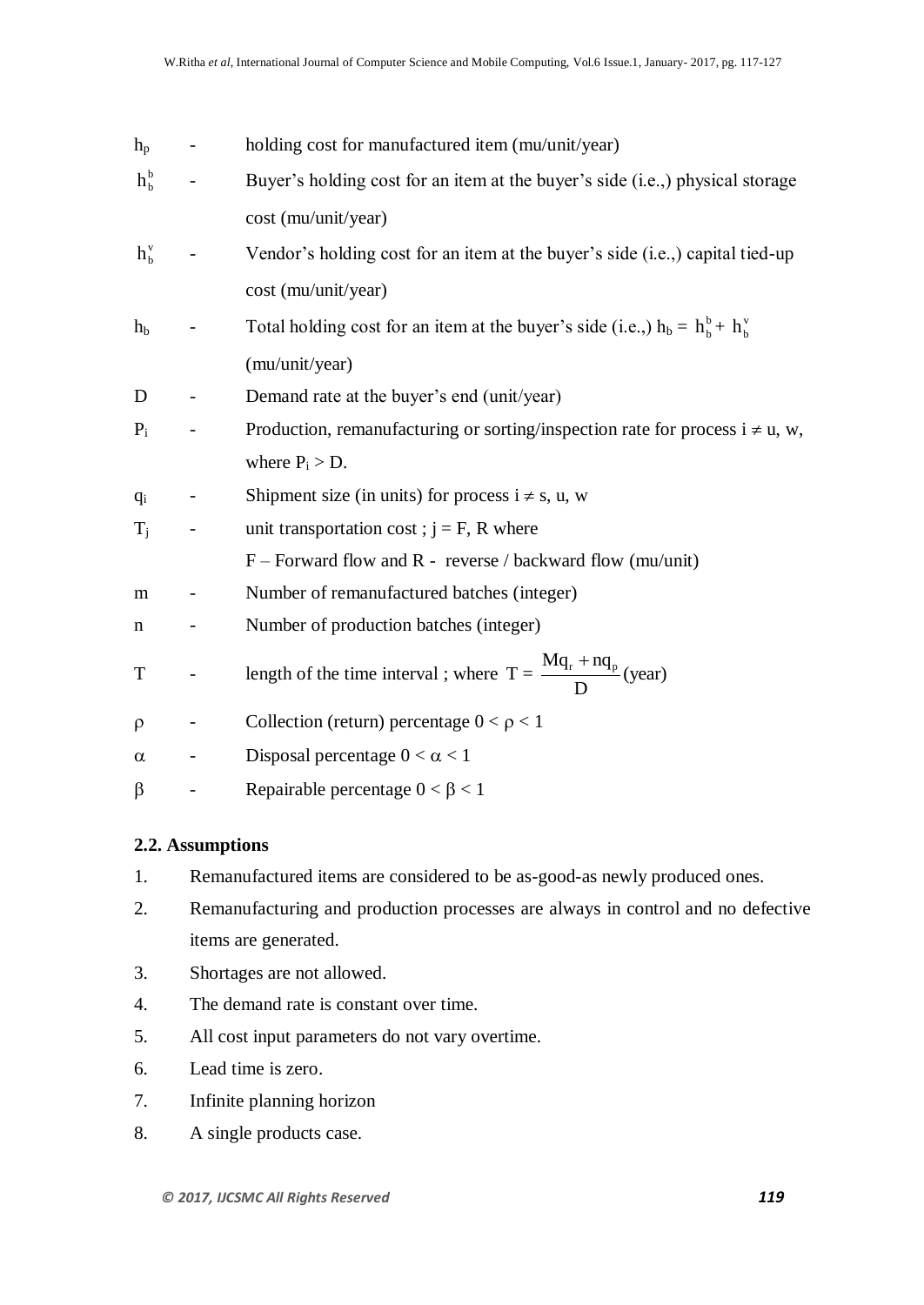$h_p$ - holding cost for manufactured item (mu/unit/year)

$h_b^b$ - Buyer's holding cost for an item at the buyer's side (i.e.,) physical storage cost (mu/unit/year)

$h_b^v$ - Vendor's holding cost for an item at the buyer's side (i.e.,) capital tied-up cost (mu/unit/year)

$h_b$ - Total holding cost for an item at the buyer's side (i.e.,) $h_b = h_b^b + h_b^v$ (mu/unit/year)

D - Demand rate at the buyer's end (unit/year)

$P_i$ - Production, remanufacturing or sorting/inspection rate for process $i \neq u, w$, where $P_i > D$.

$q_i$ - Shipment size (in units) for process $i \neq s, u, w$

$T_j$ - unit transportation cost ; $j = F, R$ where F – Forward flow and R - reverse / backward flow (mu/unit)

m - Number of remanufactured batches (integer)

n - Number of production batches (integer)

T - length of the time interval ; where $T = \dfrac{Mq_r + nq_p}{D}$ (year)

$\rho$ - Collection (return) percentage $0 < \rho < 1$

$\alpha$ - Disposal percentage $0 < \alpha < 1$

$\beta$ - Repairable percentage $0 < \beta < 1$

### 2.2. Assumptions

1. Remanufactured items are considered to be as-good-as newly produced ones.
2. Remanufacturing and production processes are always in control and no defective items are generated.
3. Shortages are not allowed.
4. The demand rate is constant over time.
5. All cost input parameters do not vary overtime.
6. Lead time is zero.
7. Infinite planning horizon
8. A single products case.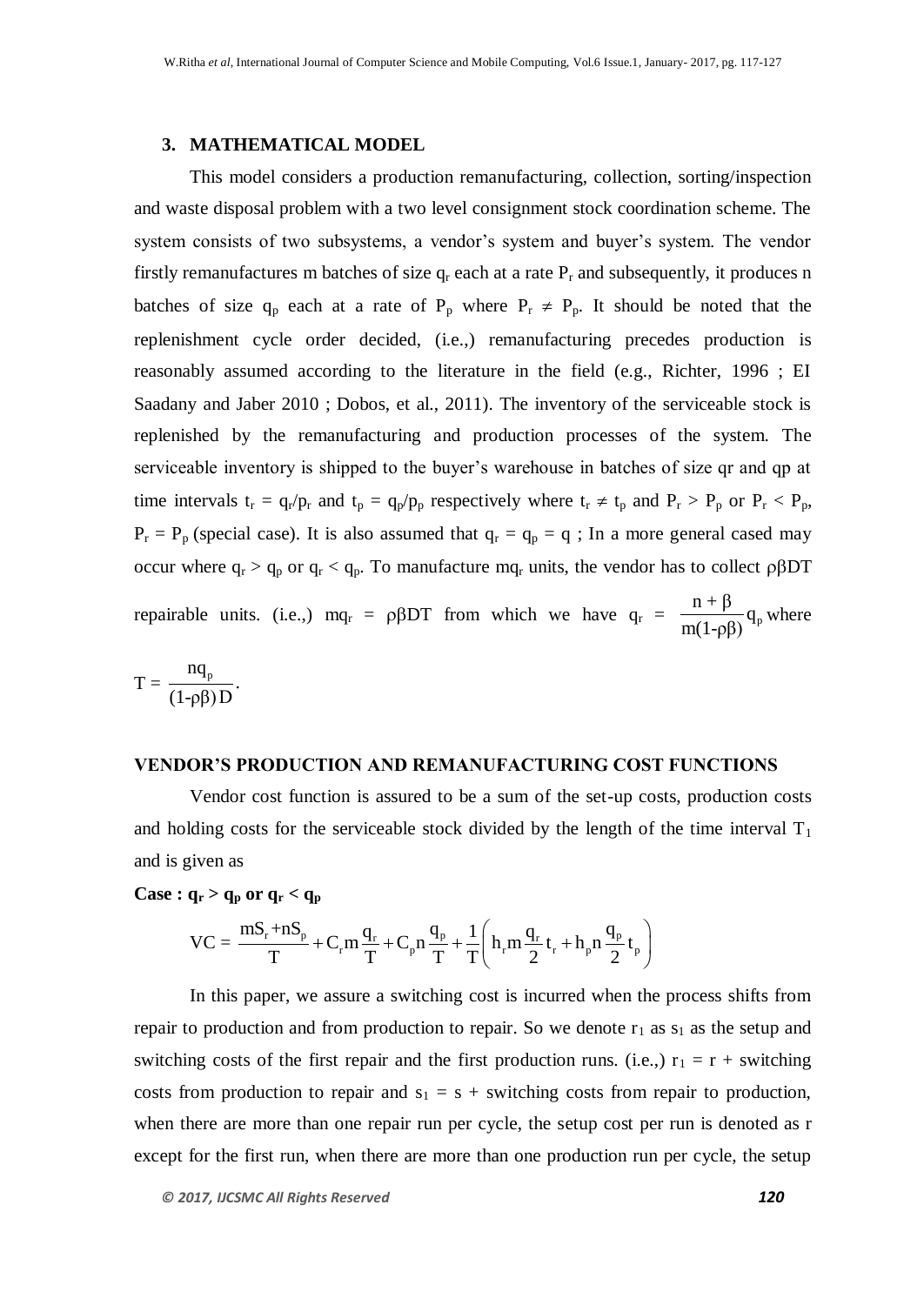## 3. MATHEMATICAL MODEL

This model considers a production remanufacturing, collection, sorting/inspection and waste disposal problem with a two level consignment stock coordination scheme. The system consists of two subsystems, a vendor's system and buyer's system. The vendor firstly remanufactures m batches of size $q_r$ each at a rate $P_r$ and subsequently, it produces n batches of size $q_p$ each at a rate of $P_p$ where $P_r \neq P_p$. It should be noted that the replenishment cycle order decided, (i.e.,) remanufacturing precedes production is reasonably assumed according to the literature in the field (e.g., Richter, 1996 ; EI Saadany and Jaber 2010 ; Dobos, et al., 2011). The inventory of the serviceable stock is replenished by the remanufacturing and production processes of the system. The serviceable inventory is shipped to the buyer's warehouse in batches of size qr and qp at time intervals $t_r = q_r/p_r$ and $t_p = q_p/p_p$ respectively where $t_r \neq t_p$ and $P_r > P_p$ or $P_r < P_p$, $P_r = P_p$ (special case). It is also assumed that $q_r = q_p = q$ ; In a more general cased may occur where $q_r > q_p$ or $q_r < q_p$. To manufacture $mq_r$ units, the vendor has to collect $\rho\beta DT$ repairable units. (i.e.,) $mq_r = \rho\beta DT$ from which we have $q_r = \dfrac{n+\beta}{m(1\text{-}\rho\beta)}q_p$ where

$$T = \frac{nq_p}{(1\text{-}\rho\beta)D}.$$

### VENDOR'S PRODUCTION AND REMANUFACTURING COST FUNCTIONS

Vendor cost function is assured to be a sum of the set-up costs, production costs and holding costs for the serviceable stock divided by the length of the time interval $T_1$ and is given as

**Case : $q_r > q_p$ or $q_r < q_p$**

$$VC = \frac{mS_r + nS_p}{T} + C_r m\frac{q_r}{T} + C_p n\frac{q_p}{T} + \frac{1}{T}\left(h_r m\frac{q_r}{2}t_r + h_p n\frac{q_p}{2}t_p\right)$$

In this paper, we assure a switching cost is incurred when the process shifts from repair to production and from production to repair. So we denote $r_1$ as $s_1$ as the setup and switching costs of the first repair and the first production runs. (i.e.,) $r_1$ = r + switching costs from production to repair and $s_1$ = s + switching costs from repair to production, when there are more than one repair run per cycle, the setup cost per run is denoted as r except for the first run, when there are more than one production run per cycle, the setup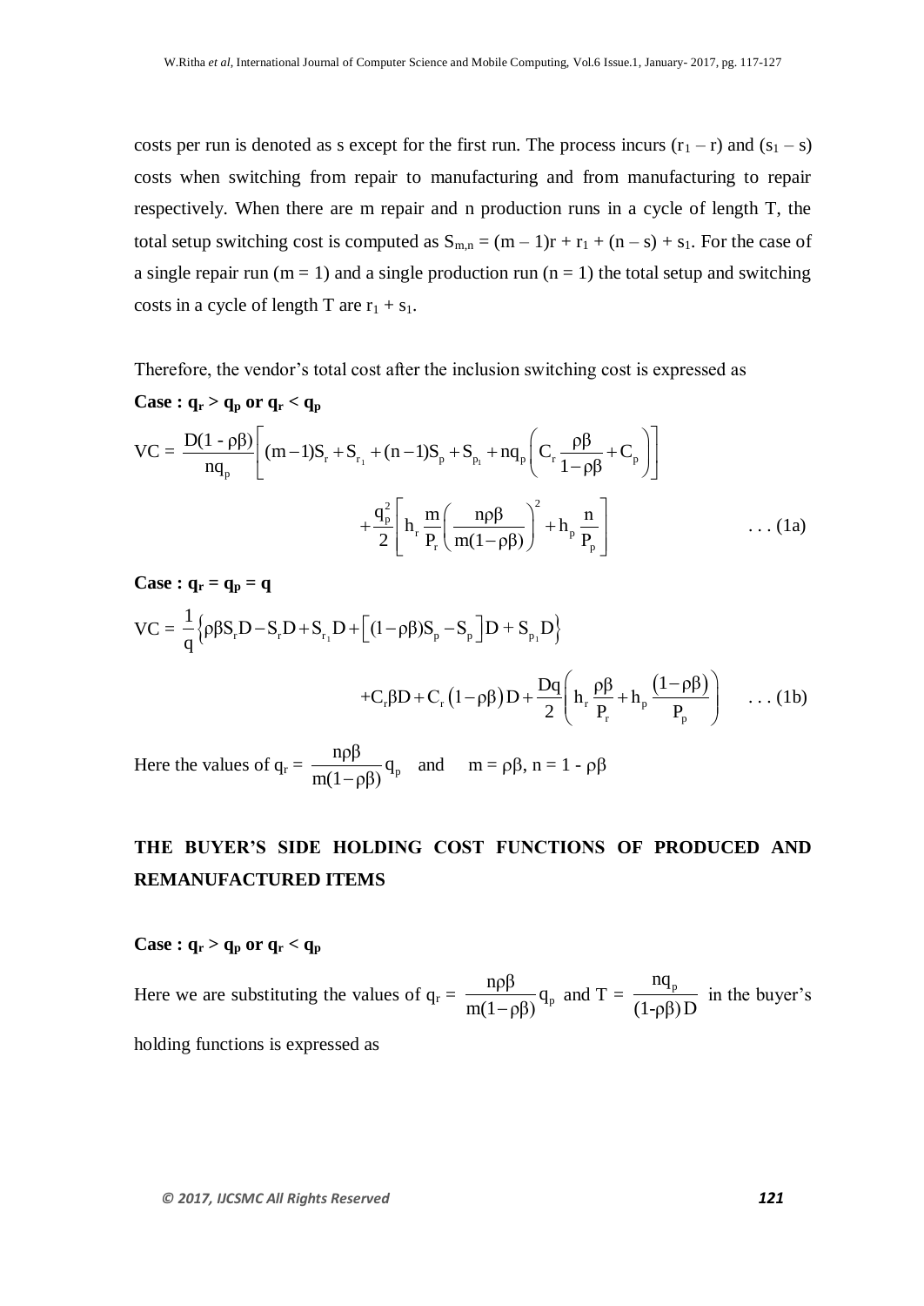costs per run is denoted as s except for the first run. The process incurs $(r_1 - r)$ and $(s_1 - s)$ costs when switching from repair to manufacturing and from manufacturing to repair respectively. When there are m repair and n production runs in a cycle of length T, the total setup switching cost is computed as $S_{m,n} = (m - 1)r + r_1 + (n - s) + s_1$. For the case of a single repair run $(m = 1)$ and a single production run $(n = 1)$ the total setup and switching costs in a cycle of length T are $r_1 + s_1$.

Therefore, the vendor's total cost after the inclusion switching cost is expressed as

**Case : $q_r > q_p$ or $q_r < q_p$**

$$\text{VC} = \frac{D(1-\rho\beta)}{nq_p}\left[(m-1)S_r + S_{r_1} + (n-1)S_p + S_{p_1} + nq_p\left(C_r\frac{\rho\beta}{1-\rho\beta} + C_p\right)\right] + \frac{q_p^2}{2}\left[h_r\frac{m}{P_r}\left(\frac{n\rho\beta}{m(1-\rho\beta)}\right)^2 + h_p\frac{n}{P_p}\right] \quad \ldots (1a)$$

**Case : $q_r = q_p = q$**

$$\text{VC} = \frac{1}{q}\left\{\rho\beta S_r D - S_r D + S_{r_1}D + \left[(1-\rho\beta)S_p - S_p\right]D + S_{p_1}D\right\} + C_r\beta D + C_r(1-\rho\beta)D + \frac{Dq}{2}\left(h_r\frac{\rho\beta}{P_r} + h_p\frac{(1-\rho\beta)}{P_p}\right) \quad \ldots (1b)$$

Here the values of $q_r = \frac{n\rho\beta}{m(1-\rho\beta)}q_p$ and $m = \rho\beta$, $n = 1 - \rho\beta$

## THE BUYER'S SIDE HOLDING COST FUNCTIONS OF PRODUCED AND REMANUFACTURED ITEMS

**Case : $q_r > q_p$ or $q_r < q_p$**

Here we are substituting the values of $q_r = \frac{n\rho\beta}{m(1-\rho\beta)}q_p$ and $T = \frac{nq_p}{(1-\rho\beta)D}$ in the buyer's holding functions is expressed as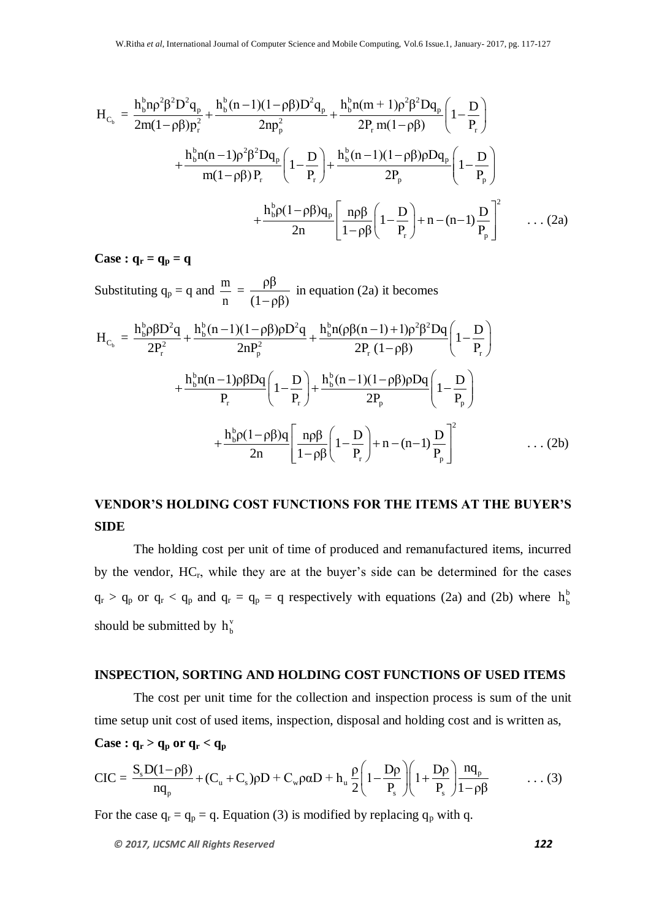$$H_{C_b} = \frac{h_b^b n\rho^2\beta^2 D^2 q_p}{2m(1-\rho\beta)p_r^2} + \frac{h_b^b(n-1)(1-\rho\beta)D^2 q_p}{2np_p^2} + \frac{h_b^b n(m+1)\rho^2\beta^2 Dq_p}{2P_r m(1-\rho\beta)}\left(1-\frac{D}{P_r}\right)$$

$$+\frac{h_b^b n(n-1)\rho^2\beta^2 Dq_p}{m(1-\rho\beta)P_r}\left(1-\frac{D}{P_r}\right) + \frac{h_b^b(n-1)(1-\rho\beta)\rho Dq_p}{2P_p}\left(1-\frac{D}{P_p}\right)$$

$$+\frac{h_b^b\rho(1-\rho\beta)q_p}{2n}\left[\frac{n\rho\beta}{1-\rho\beta}\left(1-\frac{D}{P_r}\right)+n-(n-1)\frac{D}{P_p}\right]^2 \qquad \ldots (2a)$$

**Case : $q_r = q_p = q$**

Substituting $q_p = q$ and $\frac{m}{n} = \frac{\rho\beta}{(1-\rho\beta)}$ in equation (2a) it becomes

$$H_{C_b} = \frac{h_b^b\rho\beta D^2 q}{2P_r^2} + \frac{h_b^b(n-1)(1-\rho\beta)\rho D^2 q}{2nP_p^2} + \frac{h_b^b n(\rho\beta(n-1)+1)\rho^2\beta^2 Dq}{2P_r(1-\rho\beta)}\left(1-\frac{D}{P_r}\right)$$

$$+\frac{h_b^b n(n-1)\rho\beta Dq}{P_r}\left(1-\frac{D}{P_r}\right) + \frac{h_b^b(n-1)(1-\rho\beta)\rho Dq}{2P_p}\left(1-\frac{D}{P_p}\right)$$

$$+\frac{h_b^b\rho(1-\rho\beta)q}{2n}\left[\frac{n\rho\beta}{1-\rho\beta}\left(1-\frac{D}{P_r}\right)+n-(n-1)\frac{D}{P_p}\right]^2 \qquad \ldots (2b)$$

## VENDOR'S HOLDING COST FUNCTIONS FOR THE ITEMS AT THE BUYER'S SIDE

The holding cost per unit of time of produced and remanufactured items, incurred by the vendor, $HC_r$, while they are at the buyer's side can be determined for the cases $q_r > q_p$ or $q_r < q_p$ and $q_r = q_p = q$ respectively with equations (2a) and (2b) where $h_b^b$ should be submitted by $h_b^v$

## INSPECTION, SORTING AND HOLDING COST FUNCTIONS OF USED ITEMS

The cost per unit time for the collection and inspection process is sum of the unit time setup unit cost of used items, inspection, disposal and holding cost and is written as,

**Case : $q_r > q_p$ or $q_r < q_p$**

$$CIC = \frac{S_s D(1-\rho\beta)}{nq_p} + (C_u + C_s)\rho D + C_w\rho\alpha D + h_u\frac{\rho}{2}\left(1-\frac{D\rho}{P_s}\right)\left(1+\frac{D\rho}{P_s}\right)\frac{nq_p}{1-\rho\beta} \qquad \ldots (3)$$

For the case $q_r = q_p = q$. Equation (3) is modified by replacing $q_p$ with q.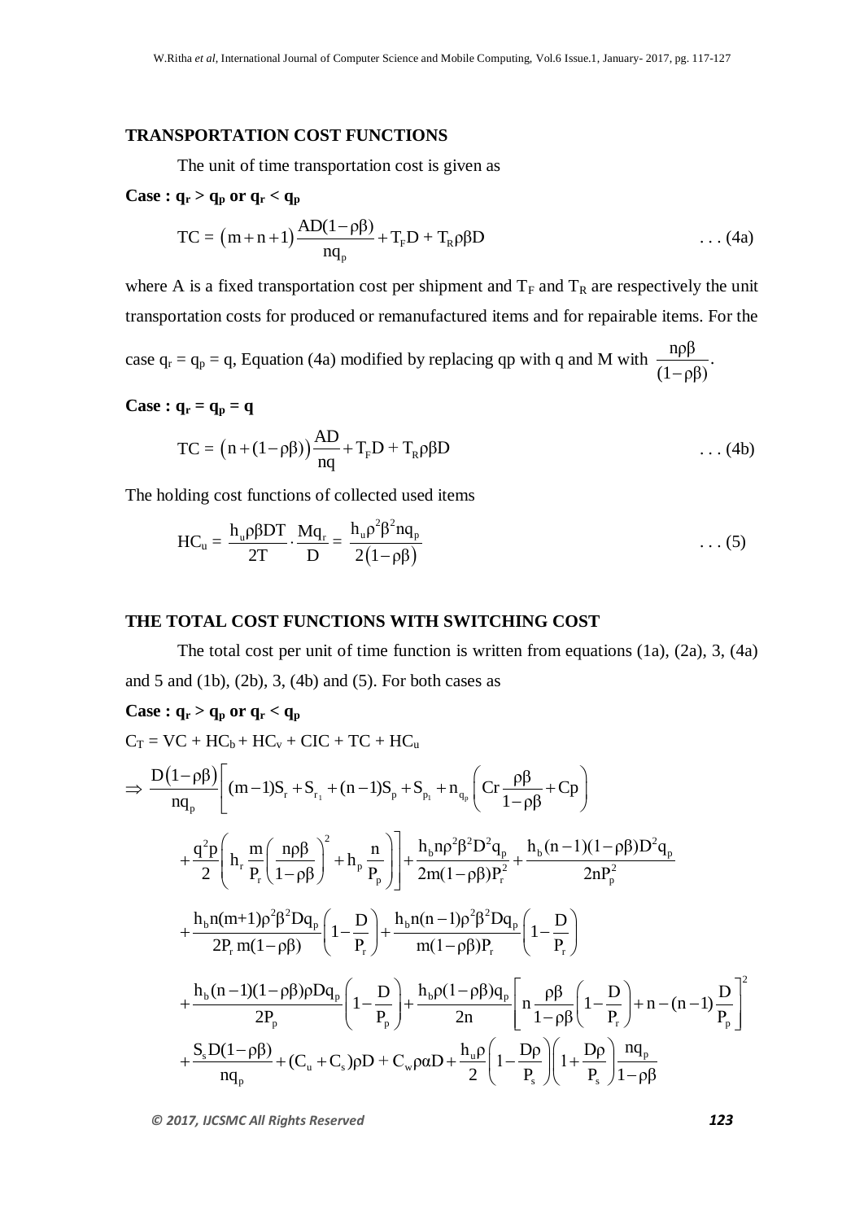## TRANSPORTATION COST FUNCTIONS

The unit of time transportation cost is given as

**Case : $q_r > q_p$ or $q_r < q_p$**

$$\mathrm{TC} = \left(m+n+1\right)\frac{AD(1-\rho\beta)}{nq_p} + T_F D + T_R\rho\beta D \qquad \text{. . . (4a)}$$

where A is a fixed transportation cost per shipment and $T_F$ and $T_R$ are respectively the unit transportation costs for produced or remanufactured items and for repairable items. For the case $q_r = q_p = q$, Equation (4a) modified by replacing qp with q and M with $\frac{n\rho\beta}{(1-\rho\beta)}$.

**Case : $q_r = q_p = q$**

$$\mathrm{TC} = \left(n+(1-\rho\beta)\right)\frac{AD}{nq} + T_F D + T_R\rho\beta D \qquad \text{. . . (4b)}$$

The holding cost functions of collected used items

$$HC_u = \frac{h_u\rho\beta DT}{2T}\cdot\frac{Mq_r}{D} = \frac{h_u\rho^2\beta^2 nq_p}{2\left(1-\rho\beta\right)} \qquad \text{. . . (5)}$$

## THE TOTAL COST FUNCTIONS WITH SWITCHING COST

The total cost per unit of time function is written from equations (1a), (2a), 3, (4a) and 5 and (1b), (2b), 3, (4b) and (5). For both cases as

**Case : $q_r > q_p$ or $q_r < q_p$**

$C_T = VC + HC_b + HC_v + CIC + TC + HC_u$

$$\begin{aligned}
\Rightarrow\ & \frac{D\left(1-\rho\beta\right)}{nq_p}\left[(m-1)S_r + S_{r_1} + (n-1)S_p + S_{p_1} + n_{q_p}\left(Cr\frac{\rho\beta}{1-\rho\beta} + Cp\right)\right. \\
& \left. + \frac{q^2p}{2}\left(h_r\frac{m}{P_r}\left(\frac{n\rho\beta}{1-\rho\beta}\right)^2 + h_p\frac{n}{P_p}\right)\right] + \frac{h_b n\rho^2\beta^2D^2q_p}{2m(1-\rho\beta)P_r^2} + \frac{h_b(n-1)(1-\rho\beta)D^2q_p}{2nP_p^2} \\
& + \frac{h_b n(m{+}1)\rho^2\beta^2Dq_p}{2P_r\, m(1-\rho\beta)}\left(1-\frac{D}{P_r}\right) + \frac{h_b n(n-1)\rho^2\beta^2Dq_p}{m(1-\rho\beta)P_r}\left(1-\frac{D}{P_r}\right) \\
& + \frac{h_b(n-1)(1-\rho\beta)\rho Dq_p}{2P_p}\left(1-\frac{D}{P_p}\right) + \frac{h_b\rho(1-\rho\beta)q_p}{2n}\left[n\frac{\rho\beta}{1-\rho\beta}\left(1-\frac{D}{P_r}\right) + n - (n-1)\frac{D}{P_p}\right]^2 \\
& + \frac{S_s D(1-\rho\beta)}{nq_p} + (C_u + C_s)\rho D + C_w\rho\alpha D + \frac{h_u\rho}{2}\left(1-\frac{D\rho}{P_s}\right)\left(1+\frac{D\rho}{P_s}\right)\frac{nq_p}{1-\rho\beta}
\end{aligned}$$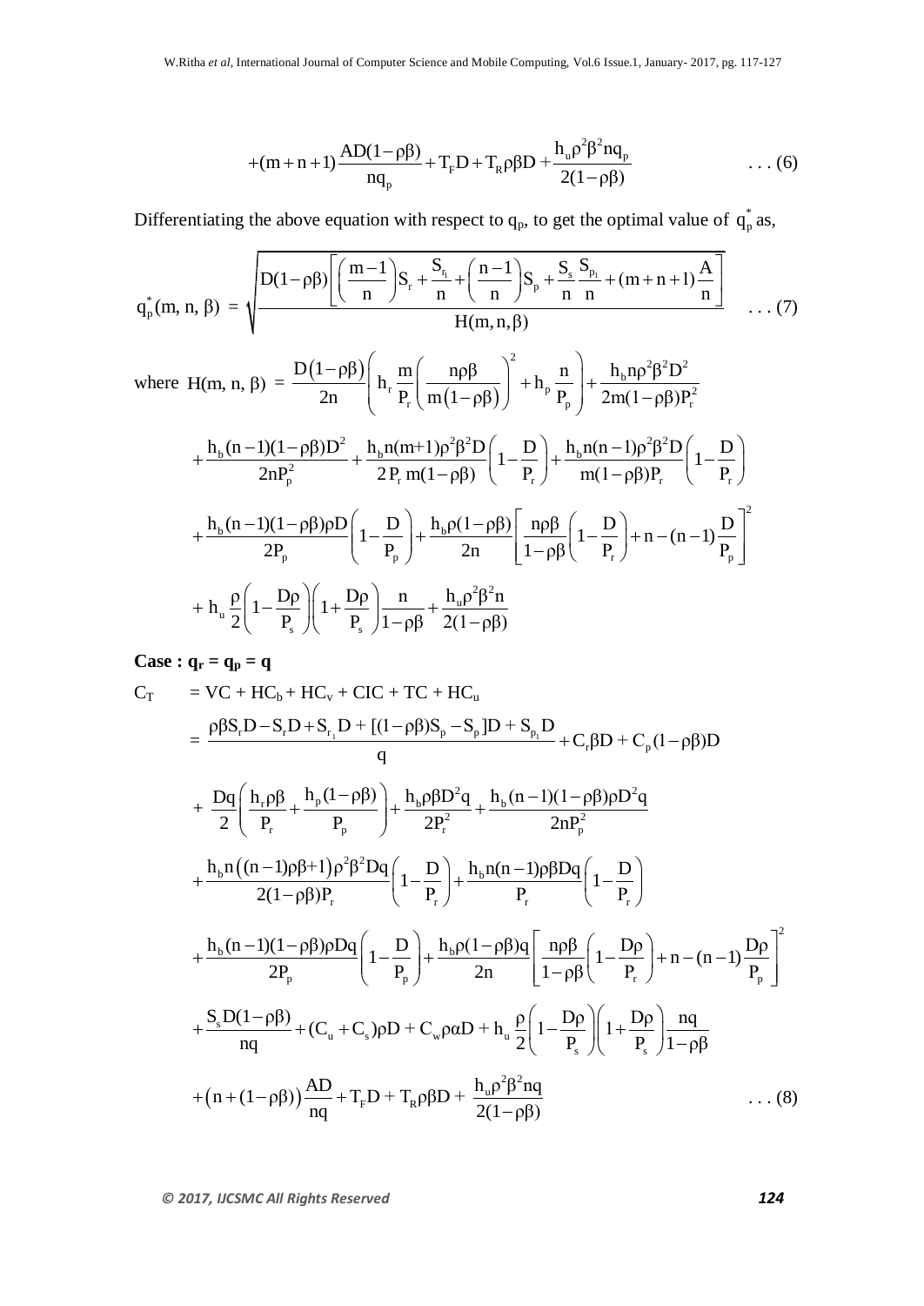$$+(m+n+1)\frac{AD(1-\rho\beta)}{nq_p}+T_F D+T_R\rho\beta D+\frac{h_u\rho^2\beta^2 nq_p}{2(1-\rho\beta)} \qquad \ldots (6)$$

Differentiating the above equation with respect to $q_p$, to get the optimal value of $q_p^*$ as,

$$q_p^*(m,n,\beta)=\sqrt{\frac{D(1-\rho\beta)\left[\left(\frac{m-1}{n}\right)S_r+\frac{S_{r_1}}{n}+\left(\frac{n-1}{n}\right)S_p+\frac{S_s}{n}\frac{S_{p_1}}{n}+(m+n+1)\frac{A}{n}\right]}{H(m,n,\beta)}} \qquad \ldots (7)$$

where
$$H(m,n,\beta)=\frac{D(1-\rho\beta)}{2n}\left(h_r\frac{m}{P_r}\left(\frac{n\rho\beta}{m(1-\rho\beta)}\right)^2+h_p\frac{n}{P_p}\right)+\frac{h_b n\rho^2\beta^2D^2}{2m(1-\rho\beta)P_r^2}$$

$$+\frac{h_b(n-1)(1-\rho\beta)D^2}{2nP_p^2}+\frac{h_b n(m+1)\rho^2\beta^2 D}{2P_r m(1-\rho\beta)}\left(1-\frac{D}{P_r}\right)+\frac{h_b n(n-1)\rho^2\beta^2 D}{m(1-\rho\beta)P_r}\left(1-\frac{D}{P_r}\right)$$

$$+\frac{h_b(n-1)(1-\rho\beta)\rho D}{2P_p}\left(1-\frac{D}{P_p}\right)+\frac{h_b\rho(1-\rho\beta)}{2n}\left[\frac{n\rho\beta}{1-\rho\beta}\left(1-\frac{D}{P_r}\right)+n-(n-1)\frac{D}{P_p}\right]^2$$

$$+h_u\frac{\rho}{2}\left(1-\frac{D\rho}{P_s}\right)\left(1+\frac{D\rho}{P_s}\right)\frac{n}{1-\rho\beta}+\frac{h_u\rho^2\beta^2 n}{2(1-\rho\beta)}$$

**Case : $q_r = q_p = q$**

$$C_T = VC + HC_b + HC_v + CIC + TC + HC_u$$

$$=\frac{\rho\beta S_r D-S_r D+S_{r_1}D+[(1-\rho\beta)S_p-S_p]D+S_{p_1}D}{q}+C_r\beta D+C_p(1-\rho\beta)D$$

$$+\frac{Dq}{2}\left(\frac{h_r\rho\beta}{P_r}+\frac{h_p(1-\rho\beta)}{P_p}\right)+\frac{h_b\rho\beta D^2 q}{2P_r^2}+\frac{h_b(n-1)(1-\rho\beta)\rho D^2 q}{2nP_p^2}$$

$$+\frac{h_b n\left((n-1)\rho\beta+1\right)\rho^2\beta^2 Dq}{2(1-\rho\beta)P_r}\left(1-\frac{D}{P_r}\right)+\frac{h_b n(n-1)\rho\beta Dq}{P_r}\left(1-\frac{D}{P_r}\right)$$

$$+\frac{h_b(n-1)(1-\rho\beta)\rho Dq}{2P_p}\left(1-\frac{D}{P_p}\right)+\frac{h_b\rho(1-\rho\beta)q}{2n}\left[\frac{n\rho\beta}{1-\rho\beta}\left(1-\frac{D\rho}{P_r}\right)+n-(n-1)\frac{D\rho}{P_p}\right]^2$$

$$+\frac{S_s D(1-\rho\beta)}{nq}+(C_u+C_s)\rho D+C_w\rho\alpha D+h_u\frac{\rho}{2}\left(1-\frac{D\rho}{P_s}\right)\left(1+\frac{D\rho}{P_s}\right)\frac{nq}{1-\rho\beta}$$

$$+\left(n+(1-\rho\beta)\right)\frac{AD}{nq}+T_F D+T_R\rho\beta D+\frac{h_u\rho^2\beta^2 nq}{2(1-\rho\beta)} \qquad \ldots (8)$$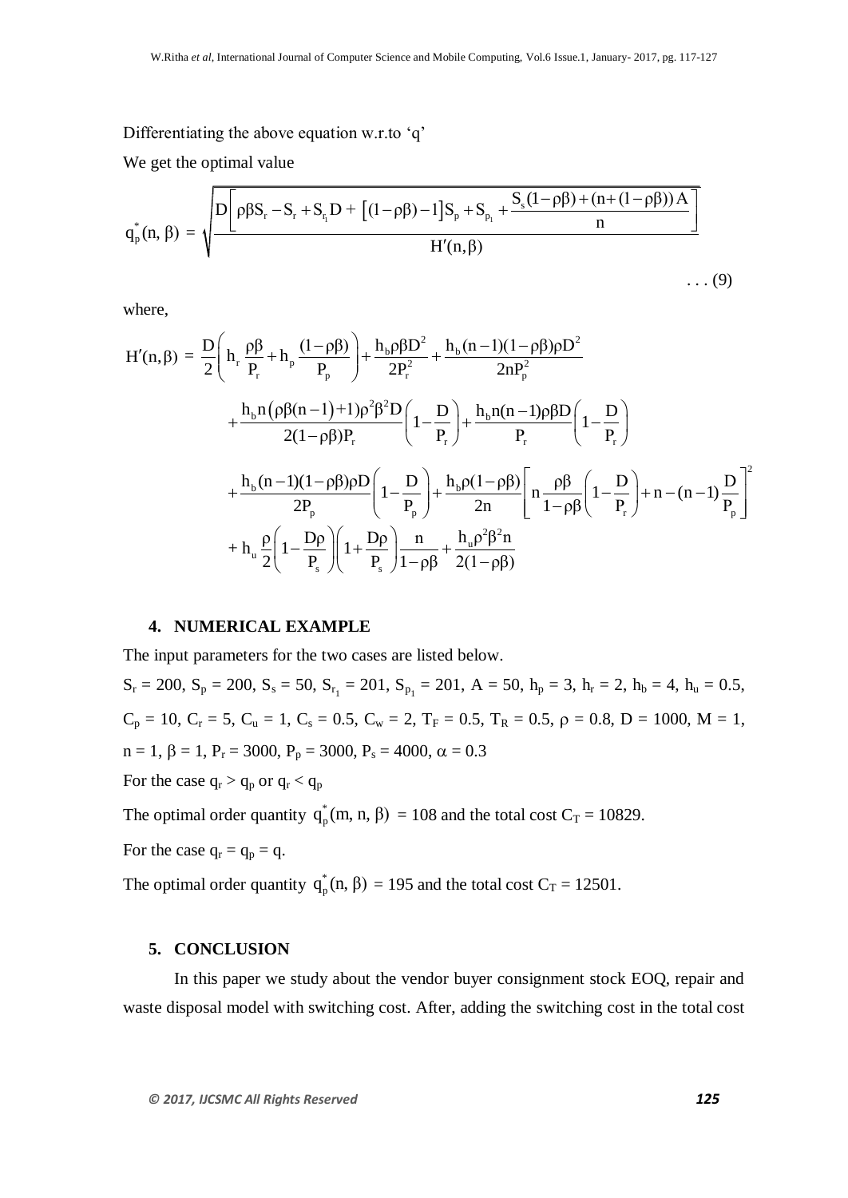Differentiating the above equation w.r.to 'q'

We get the optimal value

$$q_p^*(n, \beta) = \sqrt{\frac{D\left[\rho\beta S_r - S_r + S_{r_1} D + \left[(1-\rho\beta)-1\right]S_p + S_{p_1} + \dfrac{S_s(1-\rho\beta)+(n+(1-\rho\beta))A}{n}\right]}{H'(n,\beta)}} \qquad \ldots (9)$$

where,

$$\begin{aligned}
H'(n,\beta) = {} & \frac{D}{2}\left(h_r \frac{\rho\beta}{P_r} + h_p \frac{(1-\rho\beta)}{P_p}\right) + \frac{h_b \rho\beta D^2}{2P_r^2} + \frac{h_b(n-1)(1-\rho\beta)\rho D^2}{2nP_p^2} \\
& + \frac{h_b n\left(\rho\beta(n-1)+1\right)\rho^2\beta^2 D}{2(1-\rho\beta)P_r}\left(1-\frac{D}{P_r}\right) + \frac{h_b n(n-1)\rho\beta D}{P_r}\left(1-\frac{D}{P_r}\right) \\
& + \frac{h_b(n-1)(1-\rho\beta)\rho D}{2P_p}\left(1-\frac{D}{P_p}\right) + \frac{h_b\rho(1-\rho\beta)}{2n}\left[n\frac{\rho\beta}{1-\rho\beta}\left(1-\frac{D}{P_r}\right) + n-(n-1)\frac{D}{P_p}\right]^2 \\
& + h_u \frac{\rho}{2}\left(1-\frac{D\rho}{P_s}\right)\left(1+\frac{D\rho}{P_s}\right)\frac{n}{1-\rho\beta} + \frac{h_u \rho^2\beta^2 n}{2(1-\rho\beta)}
\end{aligned}$$

## 4. NUMERICAL EXAMPLE

The input parameters for the two cases are listed below.

$S_r = 200$, $S_p = 200$, $S_s = 50$, $S_{r_1} = 201$, $S_{p_1} = 201$, $A = 50$, $h_p = 3$, $h_r = 2$, $h_b = 4$, $h_u = 0.5$, $C_p = 10$, $C_r = 5$, $C_u = 1$, $C_s = 0.5$, $C_w = 2$, $T_F = 0.5$, $T_R = 0.5$, $\rho = 0.8$, $D = 1000$, $M = 1$, $n = 1$, $\beta = 1$, $P_r = 3000$, $P_p = 3000$, $P_s = 4000$, $\alpha = 0.3$

For the case $q_r > q_p$ or $q_r < q_p$

The optimal order quantity $q_p^*(m, n, \beta) = 108$ and the total cost $C_T = 10829$.

For the case $q_r = q_p = q$.

The optimal order quantity $q_p^*(n, \beta) = 195$ and the total cost $C_T = 12501$.

## 5. CONCLUSION

In this paper we study about the vendor buyer consignment stock EOQ, repair and waste disposal model with switching cost. After, adding the switching cost in the total cost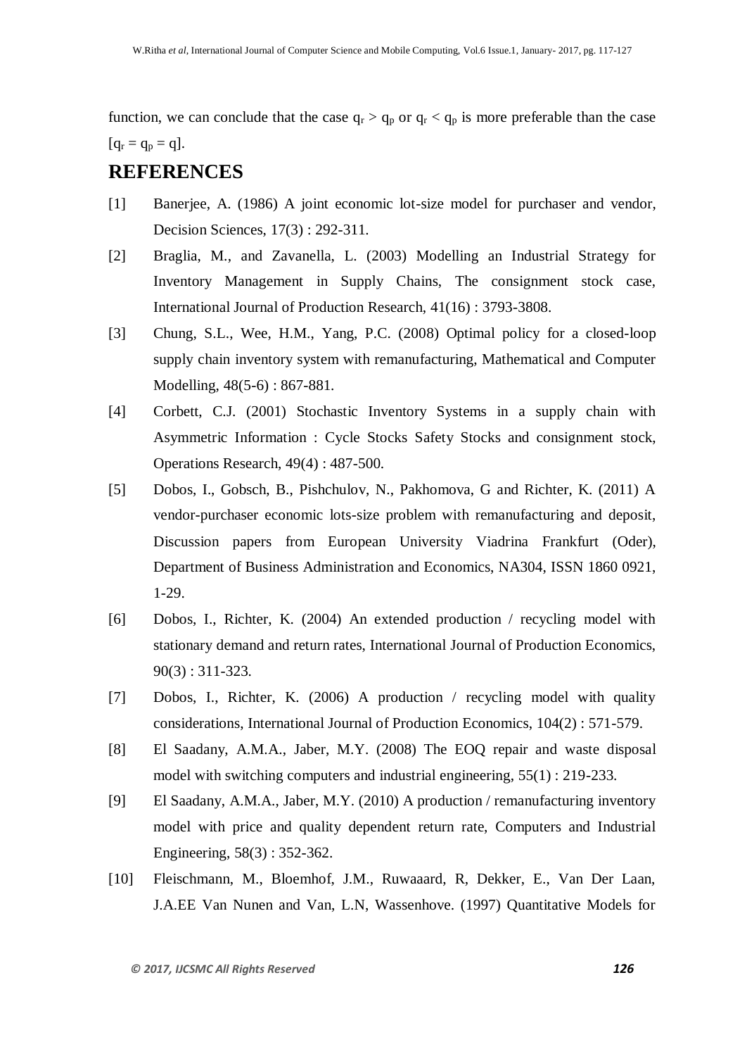function, we can conclude that the case $q_r > q_p$ or $q_r < q_p$ is more preferable than the case [$q_r = q_p = q$].

## REFERENCES

[1] Banerjee, A. (1986) A joint economic lot-size model for purchaser and vendor, Decision Sciences, 17(3) : 292-311.

[2] Braglia, M., and Zavanella, L. (2003) Modelling an Industrial Strategy for Inventory Management in Supply Chains, The consignment stock case, International Journal of Production Research, 41(16) : 3793-3808.

[3] Chung, S.L., Wee, H.M., Yang, P.C. (2008) Optimal policy for a closed-loop supply chain inventory system with remanufacturing, Mathematical and Computer Modelling, 48(5-6) : 867-881.

[4] Corbett, C.J. (2001) Stochastic Inventory Systems in a supply chain with Asymmetric Information : Cycle Stocks Safety Stocks and consignment stock, Operations Research, 49(4) : 487-500.

[5] Dobos, I., Gobsch, B., Pishchulov, N., Pakhomova, G and Richter, K. (2011) A vendor-purchaser economic lots-size problem with remanufacturing and deposit, Discussion papers from European University Viadrina Frankfurt (Oder), Department of Business Administration and Economics, NA304, ISSN 1860 0921, 1-29.

[6] Dobos, I., Richter, K. (2004) An extended production / recycling model with stationary demand and return rates, International Journal of Production Economics, 90(3) : 311-323.

[7] Dobos, I., Richter, K. (2006) A production / recycling model with quality considerations, International Journal of Production Economics, 104(2) : 571-579.

[8] El Saadany, A.M.A., Jaber, M.Y. (2008) The EOQ repair and waste disposal model with switching computers and industrial engineering, 55(1) : 219-233.

[9] El Saadany, A.M.A., Jaber, M.Y. (2010) A production / remanufacturing inventory model with price and quality dependent return rate, Computers and Industrial Engineering, 58(3) : 352-362.

[10] Fleischmann, M., Bloemhof, J.M., Ruwaaard, R, Dekker, E., Van Der Laan, J.A.EE Van Nunen and Van, L.N, Wassenhove. (1997) Quantitative Models for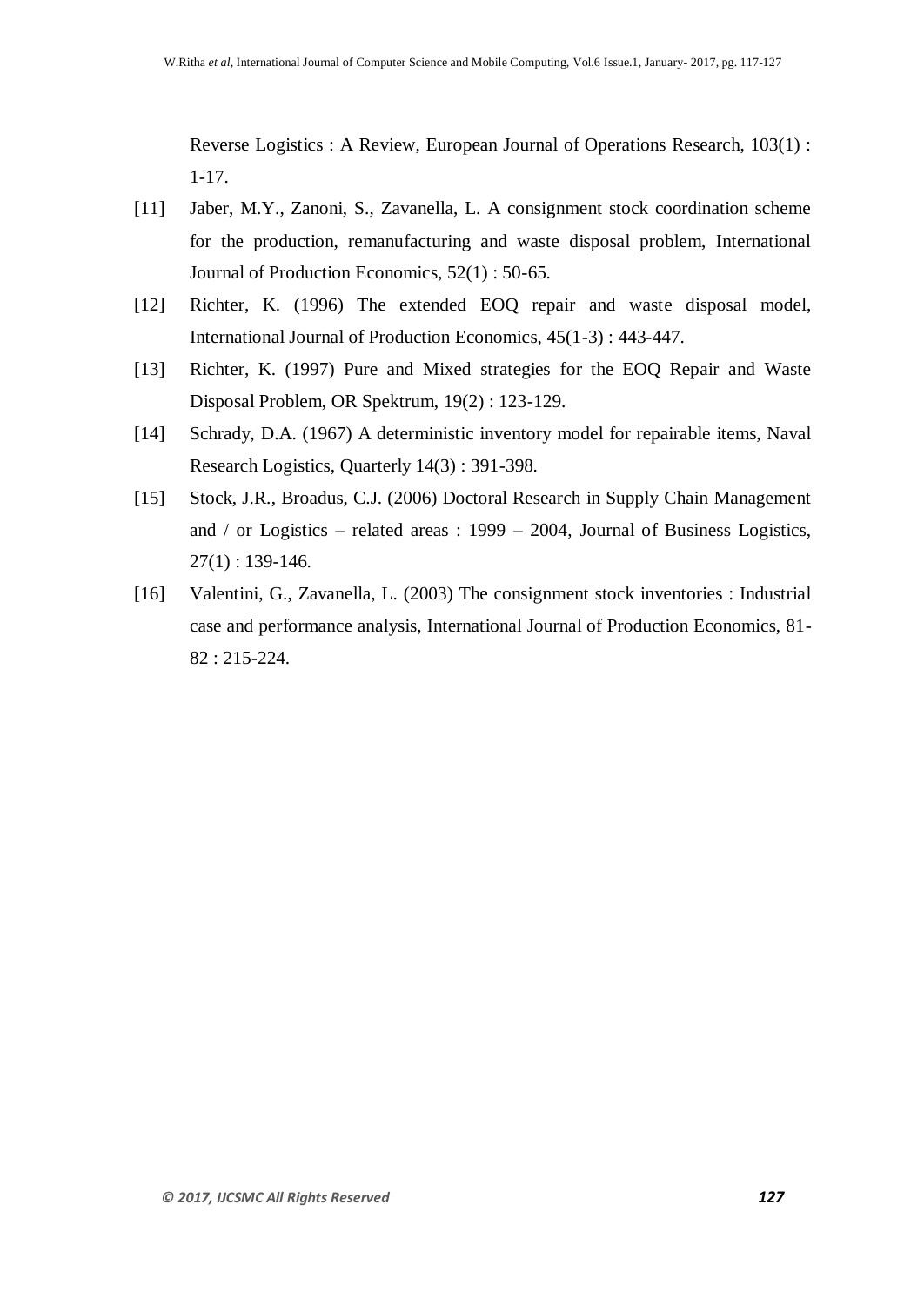Reverse Logistics : A Review, European Journal of Operations Research, 103(1) : 1-17.

[11] Jaber, M.Y., Zanoni, S., Zavanella, L. A consignment stock coordination scheme for the production, remanufacturing and waste disposal problem, International Journal of Production Economics, 52(1) : 50-65.

[12] Richter, K. (1996) The extended EOQ repair and waste disposal model, International Journal of Production Economics, 45(1-3) : 443-447.

[13] Richter, K. (1997) Pure and Mixed strategies for the EOQ Repair and Waste Disposal Problem, OR Spektrum, 19(2) : 123-129.

[14] Schrady, D.A. (1967) A deterministic inventory model for repairable items, Naval Research Logistics, Quarterly 14(3) : 391-398.

[15] Stock, J.R., Broadus, C.J. (2006) Doctoral Research in Supply Chain Management and / or Logistics – related areas : 1999 – 2004, Journal of Business Logistics, 27(1) : 139-146.

[16] Valentini, G., Zavanella, L. (2003) The consignment stock inventories : Industrial case and performance analysis, International Journal of Production Economics, 81-82 : 215-224.